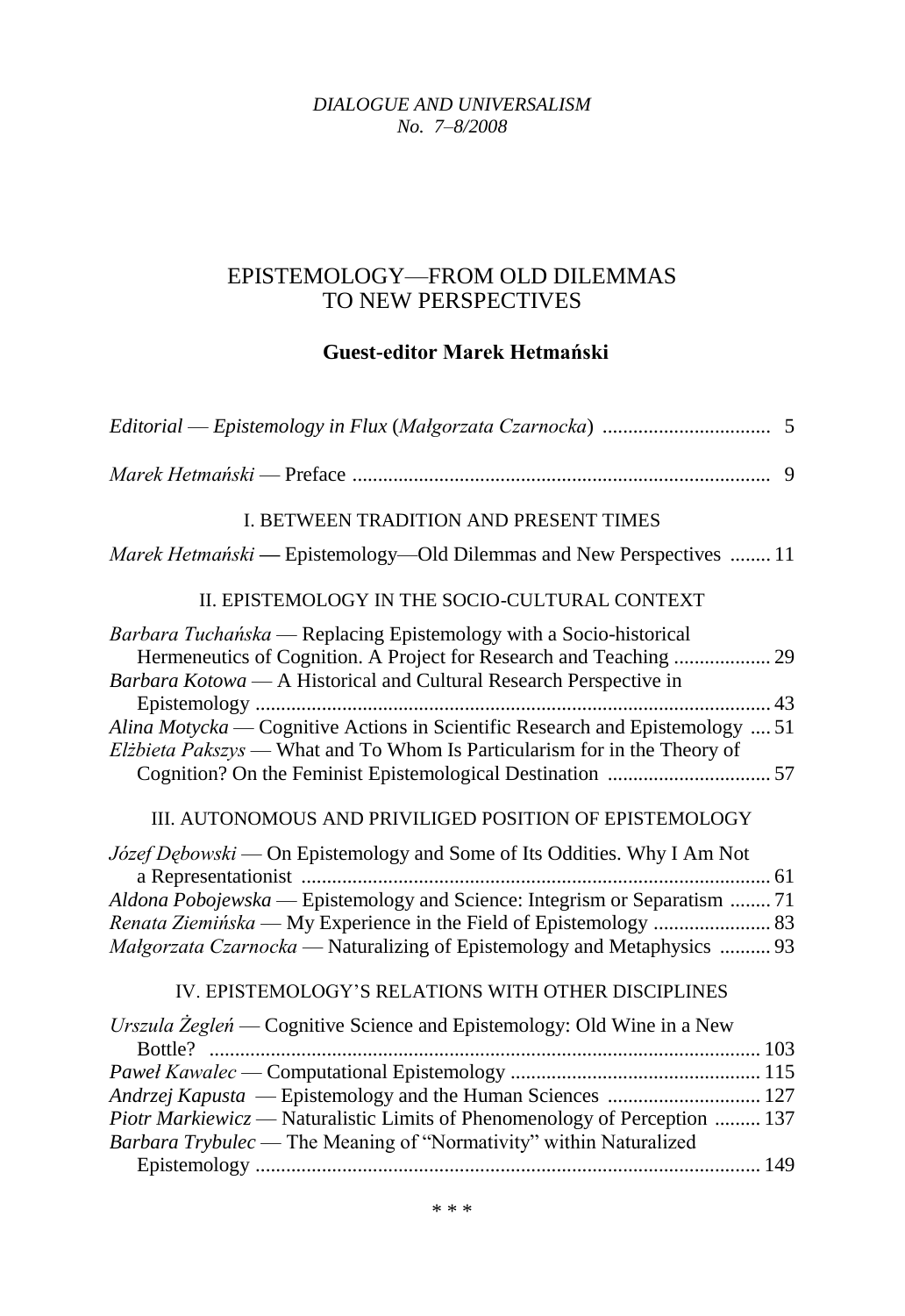*DIALOGUE AND UNIVERSALISM*
*No. 7–8/2008*

# EPISTEMOLOGY—FROM OLD DILEMMAS TO NEW PERSPECTIVES

**Guest-editor Marek Hetmański**

*Editorial — Epistemology in Flux* (*Małgorzata Czarnocka*) ................................ 5

*Marek Hetmański* — Preface ................................................................................ 9

## I. BETWEEN TRADITION AND PRESENT TIMES

*Marek Hetmański* **—** Epistemology—Old Dilemmas and New Perspectives ........ 11

## II. EPISTEMOLOGY IN THE SOCIO-CULTURAL CONTEXT

*Barbara Tuchańska* — Replacing Epistemology with a Socio-historical Hermeneutics of Cognition. A Project for Research and Teaching ................... 29

*Barbara Kotowa* — A Historical and Cultural Research Perspective in Epistemology ................................................................................................... 43

*Alina Motycka* — Cognitive Actions in Scientific Research and Epistemology .... 51

*Elżbieta Pakszys* — What and To Whom Is Particularism for in the Theory of Cognition? On the Feminist Epistemological Destination ................................ 57

## III. AUTONOMOUS AND PRIVILIGED POSITION OF EPISTEMOLOGY

*Józef Dębowski* — On Epistemology and Some of Its Oddities. Why I Am Not a Representationist ........................................................................................... 61

*Aldona Pobojewska* — Epistemology and Science: Integrism or Separatism ........ 71

*Renata Ziemińska* — My Experience in the Field of Epistemology ....................... 83

*Małgorzata Czarnocka* — Naturalizing of Epistemology and Metaphysics .......... 93

## IV. EPISTEMOLOGY'S RELATIONS WITH OTHER DISCIPLINES

*Urszula Żegleń* — Cognitive Science and Epistemology: Old Wine in a New Bottle? ........................................................................................................... 103

*Paweł Kawalec* — Computational Epistemology ................................................ 115

*Andrzej Kapusta* — Epistemology and the Human Sciences .............................. 127

*Piotr Markiewicz* — Naturalistic Limits of Phenomenology of Perception ......... 137

*Barbara Trybulec* — The Meaning of "Normativity" within Naturalized Epistemology .................................................................................................. 149

\* \* \*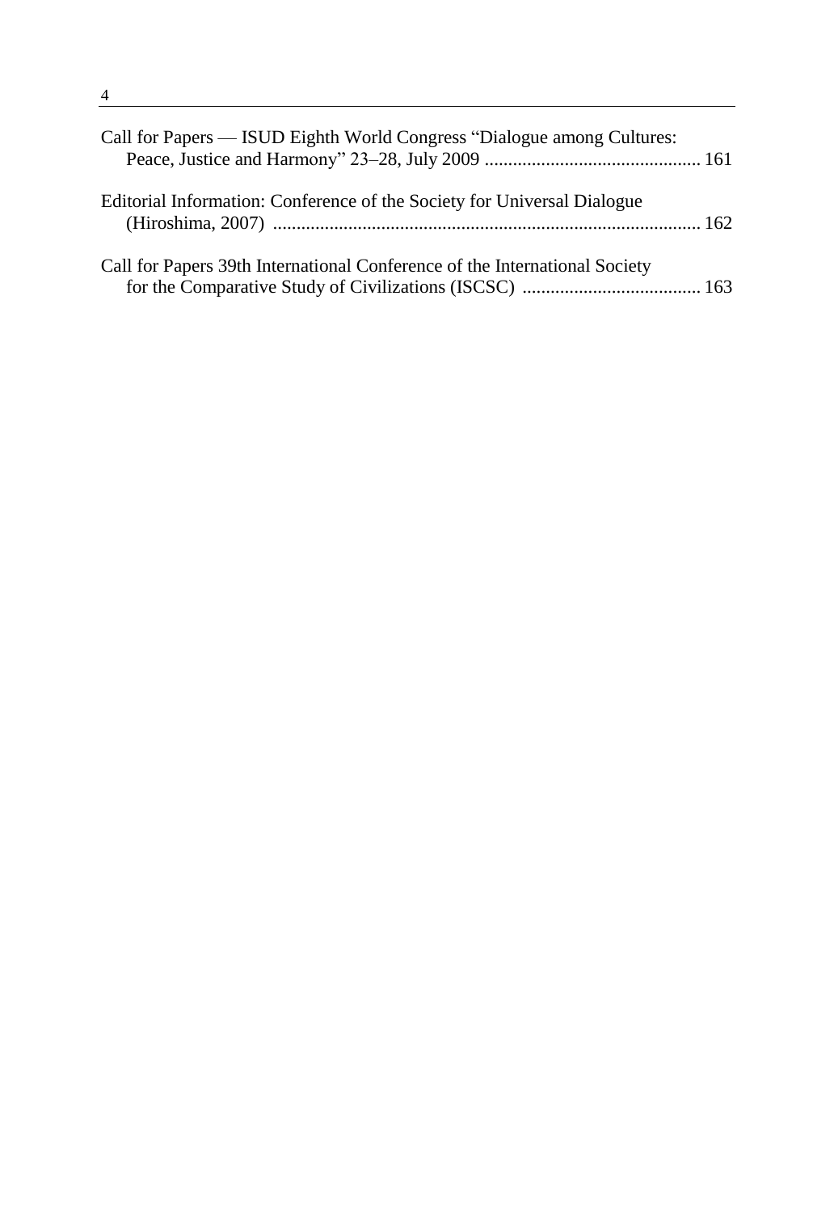Call for Papers — ISUD Eighth World Congress “Dialogue among Cultures: Peace, Justice and Harmony” 23–28, July 2009 .............................................. 161

Editorial Information: Conference of the Society for Universal Dialogue (Hiroshima, 2007) .......................................................................................... 162

Call for Papers 39th International Conference of the International Society for the Comparative Study of Civilizations (ISCSC) ...................................... 163